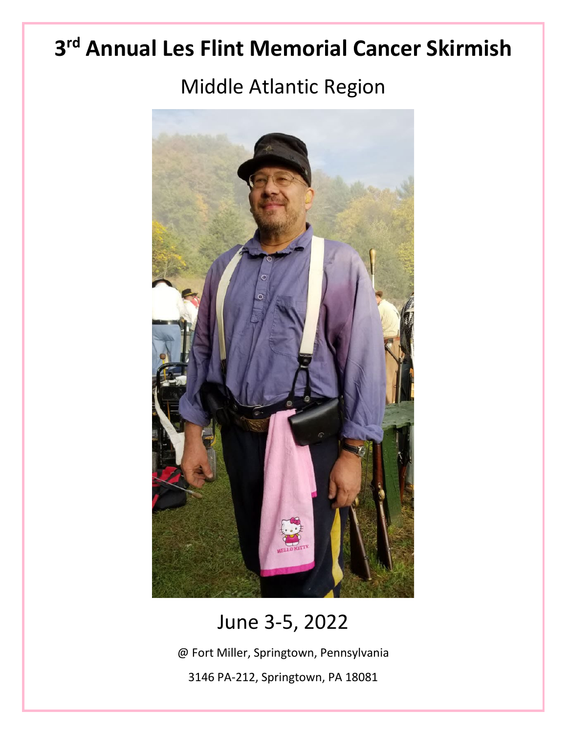# 3rd Annual Les Flint Memorial Cancer Skirmish

## Middle Atlantic Region

June 3-5, 2022

@ Fort Miller, Springtown, Pennsylvania

3146 PA-212, Springtown, PA 18081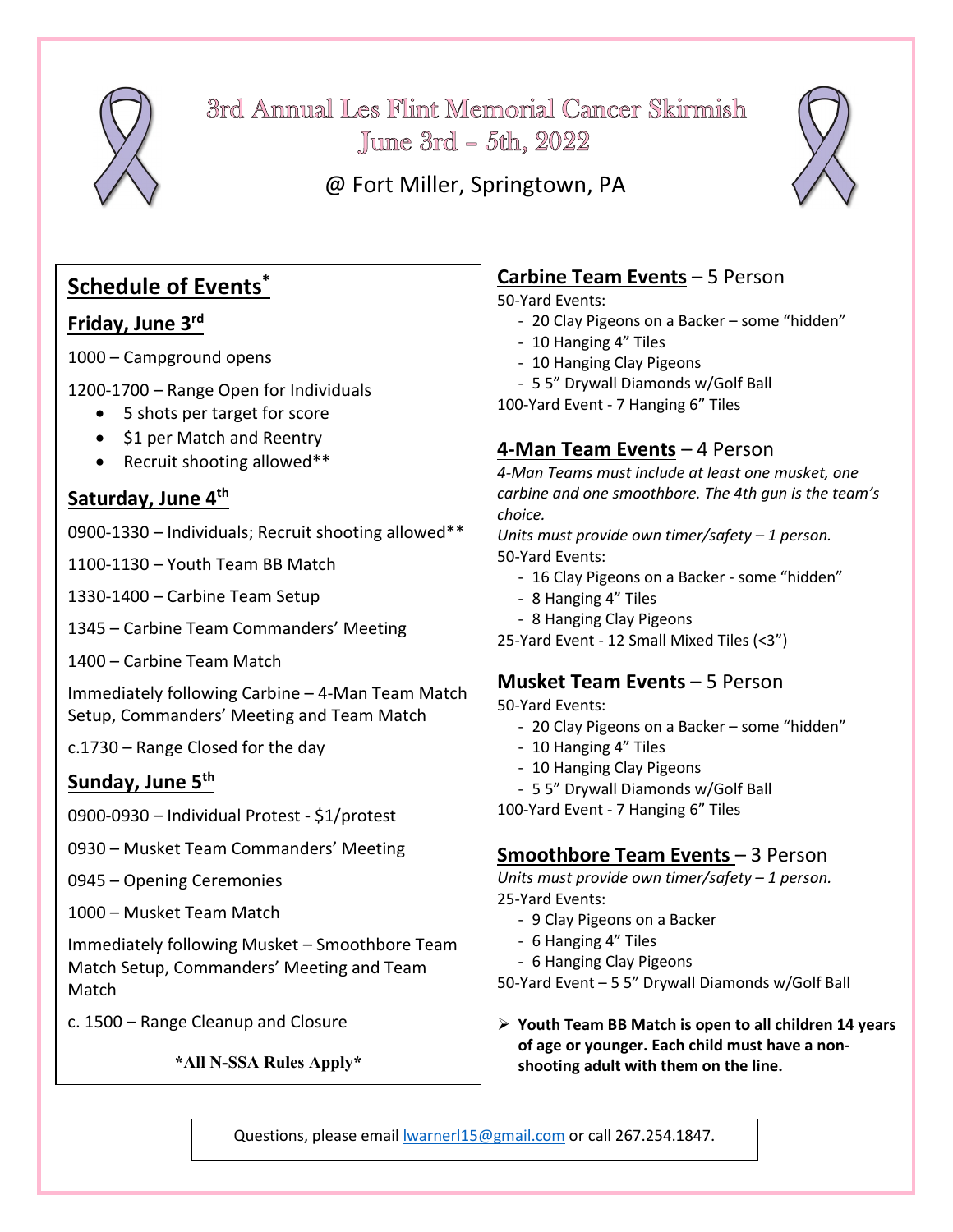# 3rd Annual Les Flint Memorial Cancer Skirmish

## June 3rd – 5th, 2022

@ Fort Miller, Springtown, PA

## Schedule of Events*

### Friday, June 3rd

1000 – Campground opens

1200-1700 – Range Open for Individuals

- 5 shots per target for score
- $1 per Match and Reentry
- Recruit shooting allowed**

### Saturday, June 4th

0900-1330 – Individuals; Recruit shooting allowed**

1100-1130 – Youth Team BB Match

1330-1400 – Carbine Team Setup

1345 – Carbine Team Commanders' Meeting

1400 – Carbine Team Match

Immediately following Carbine – 4-Man Team Match Setup, Commanders' Meeting and Team Match

c.1730 – Range Closed for the day

### Sunday, June 5th

0900-0930 – Individual Protest - $1/protest

0930 – Musket Team Commanders' Meeting

0945 – Opening Ceremonies

1000 – Musket Team Match

Immediately following Musket – Smoothbore Team Match Setup, Commanders' Meeting and Team Match

c. 1500 – Range Cleanup and Closure

**\*All N-SSA Rules Apply\***

## Carbine Team Events – 5 Person

50-Yard Events:

- 20 Clay Pigeons on a Backer – some "hidden"
- 10 Hanging 4" Tiles
- 10 Hanging Clay Pigeons
- 5 5" Drywall Diamonds w/Golf Ball

100-Yard Event - 7 Hanging 6" Tiles

## 4-Man Team Events – 4 Person

*4-Man Teams must include at least one musket, one carbine and one smoothbore. The 4th gun is the team's choice.*

*Units must provide own timer/safety – 1 person.*

50-Yard Events:

- 16 Clay Pigeons on a Backer - some "hidden"
- 8 Hanging 4" Tiles
- 8 Hanging Clay Pigeons

25-Yard Event - 12 Small Mixed Tiles (<3")

## Musket Team Events – 5 Person

50-Yard Events:

- 20 Clay Pigeons on a Backer – some "hidden"
- 10 Hanging 4" Tiles
- 10 Hanging Clay Pigeons
- 5 5" Drywall Diamonds w/Golf Ball

100-Yard Event - 7 Hanging 6" Tiles

## Smoothbore Team Events – 3 Person

*Units must provide own timer/safety – 1 person.*

25-Yard Events:

- 9 Clay Pigeons on a Backer
- 6 Hanging 4" Tiles
- 6 Hanging Clay Pigeons

50-Yard Event – 5 5" Drywall Diamonds w/Golf Ball

- **Youth Team BB Match is open to all children 14 years of age or younger. Each child must have a non-shooting adult with them on the line.**

Questions, please email lwarnerl15@gmail.com or call 267.254.1847.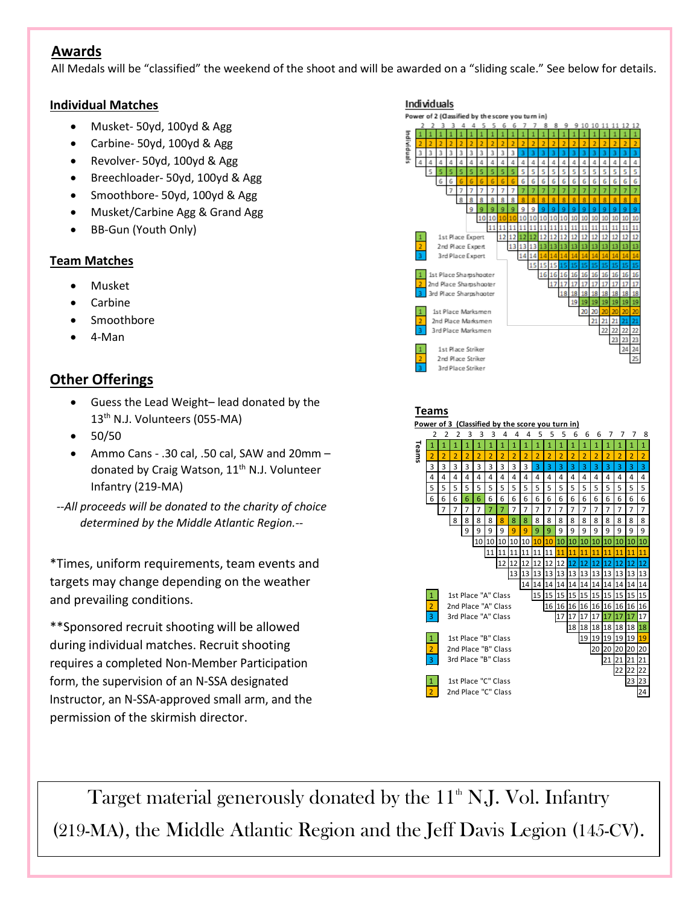## Awards

All Medals will be “classified” the weekend of the shoot and will be awarded on a “sliding scale.” See below for details.

### Individual Matches

- Musket- 50yd, 100yd & Agg
- Carbine- 50yd, 100yd & Agg
- Revolver- 50yd, 100yd & Agg
- Breechloader- 50yd, 100yd & Agg
- Smoothbore- 50yd, 100yd & Agg
- Musket/Carbine Agg & Grand Agg
- BB-Gun (Youth Only)

### Team Matches

- Musket
- Carbine
- Smoothbore
- 4-Man

## Other Offerings

- Guess the Lead Weight– lead donated by the 13th N.J. Volunteers (055-MA)
- 50/50
- Ammo Cans - .30 cal, .50 cal, SAW and 20mm – donated by Craig Watson, 11th N.J. Volunteer Infantry (219-MA)

*--All proceeds will be donated to the charity of choice determined by the Middle Atlantic Region.--*

*Times, uniform requirements, team events and targets may change depending on the weather and prevailing conditions.

**Sponsored recruit shooting will be allowed during individual matches. Recruit shooting requires a completed Non-Member Participation form, the supervision of an N-SSA designated Instructor, an N-SSA-approved small arm, and the permission of the skirmish director.

### Individuals

Power of 2 (Classified by the score you turn in)

| 2 | 2 | 3 | 3 | 4 | 4 | 5 | 5 | 6 | 6 | 7 | 7 | 8 | 8 | 9 | 9 | 10 | 10 | 11 | 11 | 12 | 12 |
|---|---|---|---|---|---|---|---|---|---|---|---|---|---|---|---|---|---|---|---|---|---|
| 1 | 1 | 1 | 1 | 1 | 1 | 1 | 1 | 1 | 1 | 1 | 1 | 1 | 1 | 1 | 1 | 1 | 1 | 1 | 1 | 1 | 1 |
| 2 | 2 | 2 | 2 | 2 | 2 | 2 | 2 | 2 | 2 | 2 | 2 | 2 | 2 | 2 | 2 | 2 | 2 | 2 | 2 | 2 | 2 |
| 3 | 3 | 3 | 3 | 3 | 3 | 3 | 3 | 3 | 3 | 3 | 3 | 3 | 3 | 3 | 3 | 3 | 3 | 3 | 3 | 3 | 3 |
| 4 | 4 | 4 | 4 | 4 | 4 | 4 | 4 | 4 | 4 | 4 | 4 | 4 | 4 | 4 | 4 | 4 | 4 | 4 | 4 | 4 | 4 |
| | 5 | 5 | 5 | 5 | 5 | 5 | 5 | 5 | 5 | 5 | 5 | 5 | 5 | 5 | 5 | 5 | 5 | 5 | 5 | 5 | 5 |
| | | 6 | 6 | 6 | 6 | 6 | 6 | 6 | 6 | 6 | 6 | 6 | 6 | 6 | 6 | 6 | 6 | 6 | 6 | 6 | 6 |
| | | | 7 | 7 | 7 | 7 | 7 | 7 | 7 | 7 | 7 | 7 | 7 | 7 | 7 | 7 | 7 | 7 | 7 | 7 | 7 |
| | | | | 8 | 8 | 8 | 8 | 8 | 8 | 8 | 8 | 8 | 8 | 8 | 8 | 8 | 8 | 8 | 8 | 8 | 8 |
| | | | | | 9 | 9 | 9 | 9 | 9 | 9 | 9 | 9 | 9 | 9 | 9 | 9 | 9 | 9 | 9 | 9 | 9 |
| | | | | | | 10 | 10 | 10 | 10 | 10 | 10 | 10 | 10 | 10 | 10 | 10 | 10 | 10 | 10 | 10 | 10 |
| | | | | | | | 11 | 11 | 11 | 11 | 11 | 11 | 11 | 11 | 11 | 11 | 11 | 11 | 11 | 11 | 11 |
| | | | | | | | | 12 | 12 | 12 | 12 | 12 | 12 | 12 | 12 | 12 | 12 | 12 | 12 | 12 | 12 |
| | | | | | | | | | 13 | 13 | 13 | 13 | 13 | 13 | 13 | 13 | 13 | 13 | 13 | 13 | 13 |
| | | | | | | | | | | 14 | 14 | 14 | 14 | 14 | 14 | 14 | 14 | 14 | 14 | 14 | 14 |
| | | | | | | | | | | | 15 | 15 | 15 | 15 | 15 | 15 | 15 | 15 | 15 | 15 | 15 |
| | | | | | | | | | | | | 16 | 16 | 16 | 16 | 16 | 16 | 16 | 16 | 16 | 16 |
| | | | | | | | | | | | | | 17 | 17 | 17 | 17 | 17 | 17 | 17 | 17 | 17 |
| | | | | | | | | | | | | | | 18 | 18 | 18 | 18 | 18 | 18 | 18 | 18 |
| | | | | | | | | | | | | | | | 19 | 19 | 19 | 19 | 19 | 19 | 19 |
| | | | | | | | | | | | | | | | | 20 | 20 | 20 | 20 | 20 | 20 |
| | | | | | | | | | | | | | | | | | 21 | 21 | 21 | 21 | 21 |
| | | | | | | | | | | | | | | | | | | 22 | 22 | 22 | 22 |
| | | | | | | | | | | | | | | | | | | | 23 | 23 | 23 |
| | | | | | | | | | | | | | | | | | | | | 24 | 24 |
| | | | | | | | | | | | | | | | | | | | | | 25 |

- 1 – 1st Place Expert
- 2 – 2nd Place Expert
- 3 – 3rd Place Expert

- 1 – 1st Place Sharpshooter
- 2 – 2nd Place Sharpshooter
- 3 – 3rd Place Sharpshooter

- 1 – 1st Place Marksmen
- 2 – 2nd Place Marksmen
- 3 – 3rd Place Marksmen

- 1 – 1st Place Striker
- 2 – 2nd Place Striker
- 3 – 3rd Place Striker

### Teams

Power of 3 (Classified by the score you turn in)

| 2 | 2 | 2 | 3 | 3 | 3 | 4 | 4 | 4 | 5 | 5 | 5 | 6 | 6 | 6 | 7 | 7 | 7 | 8 |
|---|---|---|---|---|---|---|---|---|---|---|---|---|---|---|---|---|---|---|
| 1 | 1 | 1 | 1 | 1 | 1 | 1 | 1 | 1 | 1 | 1 | 1 | 1 | 1 | 1 | 1 | 1 | 1 | 1 |
| 2 | 2 | 2 | 2 | 2 | 2 | 2 | 2 | 2 | 2 | 2 | 2 | 2 | 2 | 2 | 2 | 2 | 2 | 2 |
| 3 | 3 | 3 | 3 | 3 | 3 | 3 | 3 | 3 | 3 | 3 | 3 | 3 | 3 | 3 | 3 | 3 | 3 | 3 |
| 4 | 4 | 4 | 4 | 4 | 4 | 4 | 4 | 4 | 4 | 4 | 4 | 4 | 4 | 4 | 4 | 4 | 4 | 4 |
| 5 | 5 | 5 | 5 | 5 | 5 | 5 | 5 | 5 | 5 | 5 | 5 | 5 | 5 | 5 | 5 | 5 | 5 | 5 |
| 6 | 6 | 6 | 6 | 6 | 6 | 6 | 6 | 6 | 6 | 6 | 6 | 6 | 6 | 6 | 6 | 6 | 6 | 6 |
| | 7 | 7 | 7 | 7 | 7 | 7 | 7 | 7 | 7 | 7 | 7 | 7 | 7 | 7 | 7 | 7 | 7 | 7 |
| | | 8 | 8 | 8 | 8 | 8 | 8 | 8 | 8 | 8 | 8 | 8 | 8 | 8 | 8 | 8 | 8 | 8 |
| | | | 9 | 9 | 9 | 9 | 9 | 9 | 9 | 9 | 9 | 9 | 9 | 9 | 9 | 9 | 9 | 9 |
| | | | | 10 | 10 | 10 | 10 | 10 | 10 | 10 | 10 | 10 | 10 | 10 | 10 | 10 | 10 | 10 |
| | | | | | 11 | 11 | 11 | 11 | 11 | 11 | 11 | 11 | 11 | 11 | 11 | 11 | 11 | 11 |
| | | | | | | 12 | 12 | 12 | 12 | 12 | 12 | 12 | 12 | 12 | 12 | 12 | 12 | 12 |
| | | | | | | | 13 | 13 | 13 | 13 | 13 | 13 | 13 | 13 | 13 | 13 | 13 | 13 |
| | | | | | | | | 14 | 14 | 14 | 14 | 14 | 14 | 14 | 14 | 14 | 14 | 14 |
| | | | | | | | | | 15 | 15 | 15 | 15 | 15 | 15 | 15 | 15 | 15 | 15 |
| | | | | | | | | | | 16 | 16 | 16 | 16 | 16 | 16 | 16 | 16 | 16 |
| | | | | | | | | | | | 17 | 17 | 17 | 17 | 17 | 17 | 17 | 17 |
| | | | | | | | | | | | | 18 | 18 | 18 | 18 | 18 | 18 | 18 |
| | | | | | | | | | | | | | 19 | 19 | 19 | 19 | 19 | 19 |
| | | | | | | | | | | | | | | 20 | 20 | 20 | 20 | 20 |
| | | | | | | | | | | | | | | | 21 | 21 | 21 | 21 |
| | | | | | | | | | | | | | | | | 22 | 22 | 22 |
| | | | | | | | | | | | | | | | | | 23 | 23 |
| | | | | | | | | | | | | | | | | | | 24 |

- 1 – 1st Place "A" Class
- 2 – 2nd Place "A" Class
- 3 – 3rd Place "A" Class

- 1 – 1st Place "B" Class
- 2 – 2nd Place "B" Class
- 3 – 3rd Place "B" Class

- 1 – 1st Place "C" Class
- 2 – 2nd Place "C" Class

Target material generously donated by the 11th N.J. Vol. Infantry (219-MA), the Middle Atlantic Region and the Jeff Davis Legion (145-CV).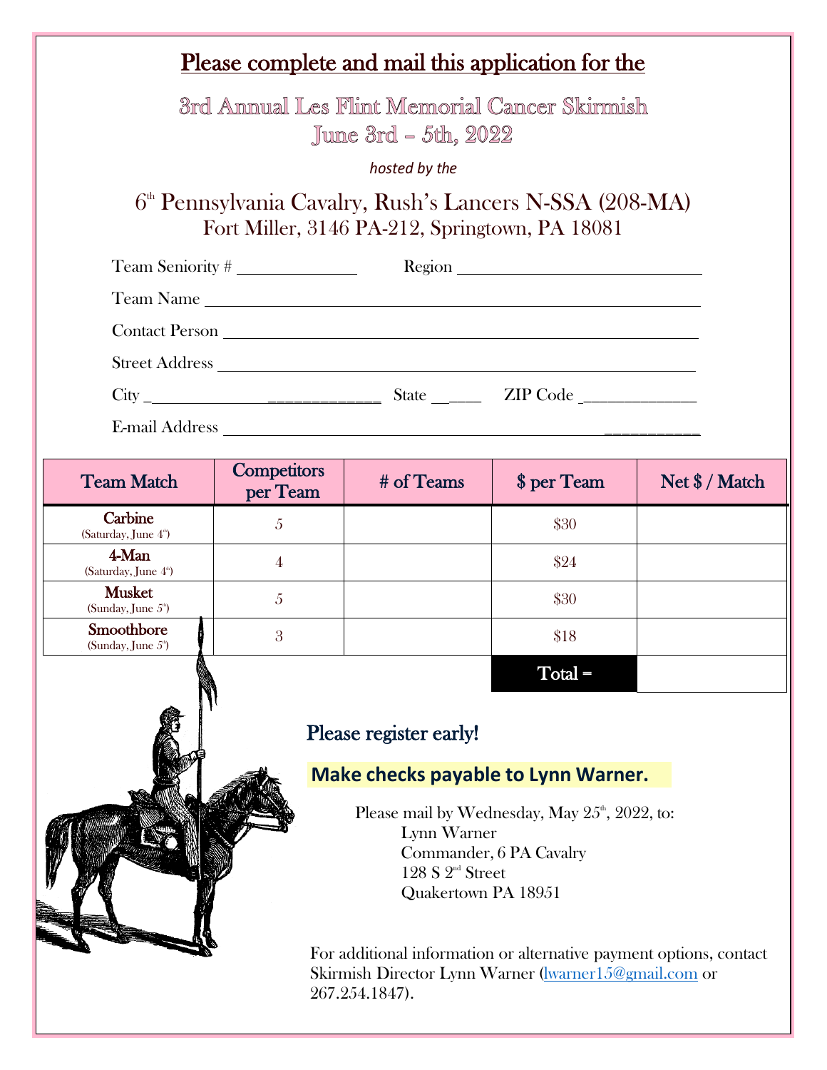# Please complete and mail this application for the

## 3rd Annual Les Flint Memorial Cancer Skirmish
## June 3rd – 5th, 2022

*hosted by the*

### 6th Pennsylvania Cavalry, Rush's Lancers N-SSA (208-MA)
Fort Miller, 3146 PA-212, Springtown, PA 18081

Team Seniority # ______________ Region ______________________________

Team Name ______________________________________________________________

Contact Person __________________________________________________________

Street Address __________________________________________________________

City ____________________________ State _____ ZIP Code _____________

E-mail Address __________________________________________________________

| Team Match | Competitors per Team | # of Teams | $ per Team | Net $ / Match |
|---|---|---|---|---|
| **Carbine** (Saturday, June 4th) | 5 | | $30 | |
| **4-Man** (Saturday, June 4th) | 4 | | $24 | |
| **Musket** (Sunday, June 5th) | 5 | | $30 | |
| **Smoothbore** (Sunday, June 5th) | 3 | | $18 | |
| | | | **Total =** | |

## Please register early!

**Make checks payable to Lynn Warner.**

Please mail by Wednesday, May 25th, 2022, to:
Lynn Warner
Commander, 6 PA Cavalry
128 S 2nd Street
Quakertown PA 18951

For additional information or alternative payment options, contact Skirmish Director Lynn Warner (lwarner15@gmail.com or 267.254.1847).